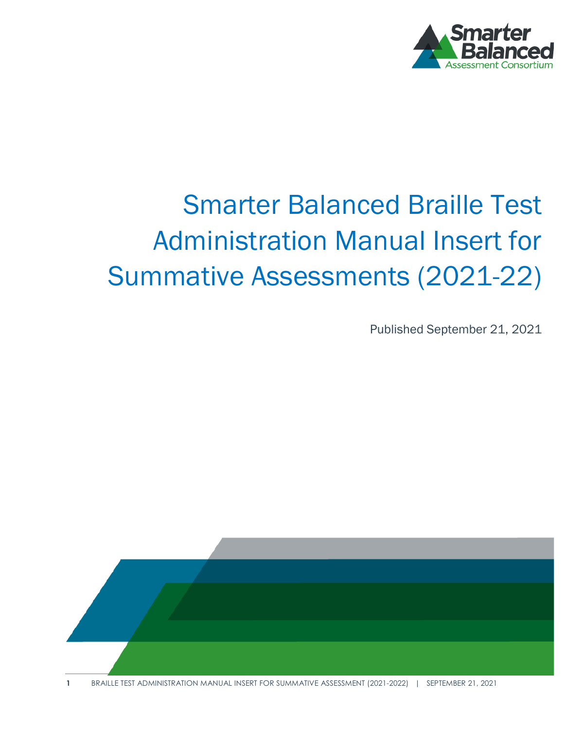# Smarter Balanced Braille Test Administration Manual Insert for Summative Assessments (2021-22)

Published September 21, 2021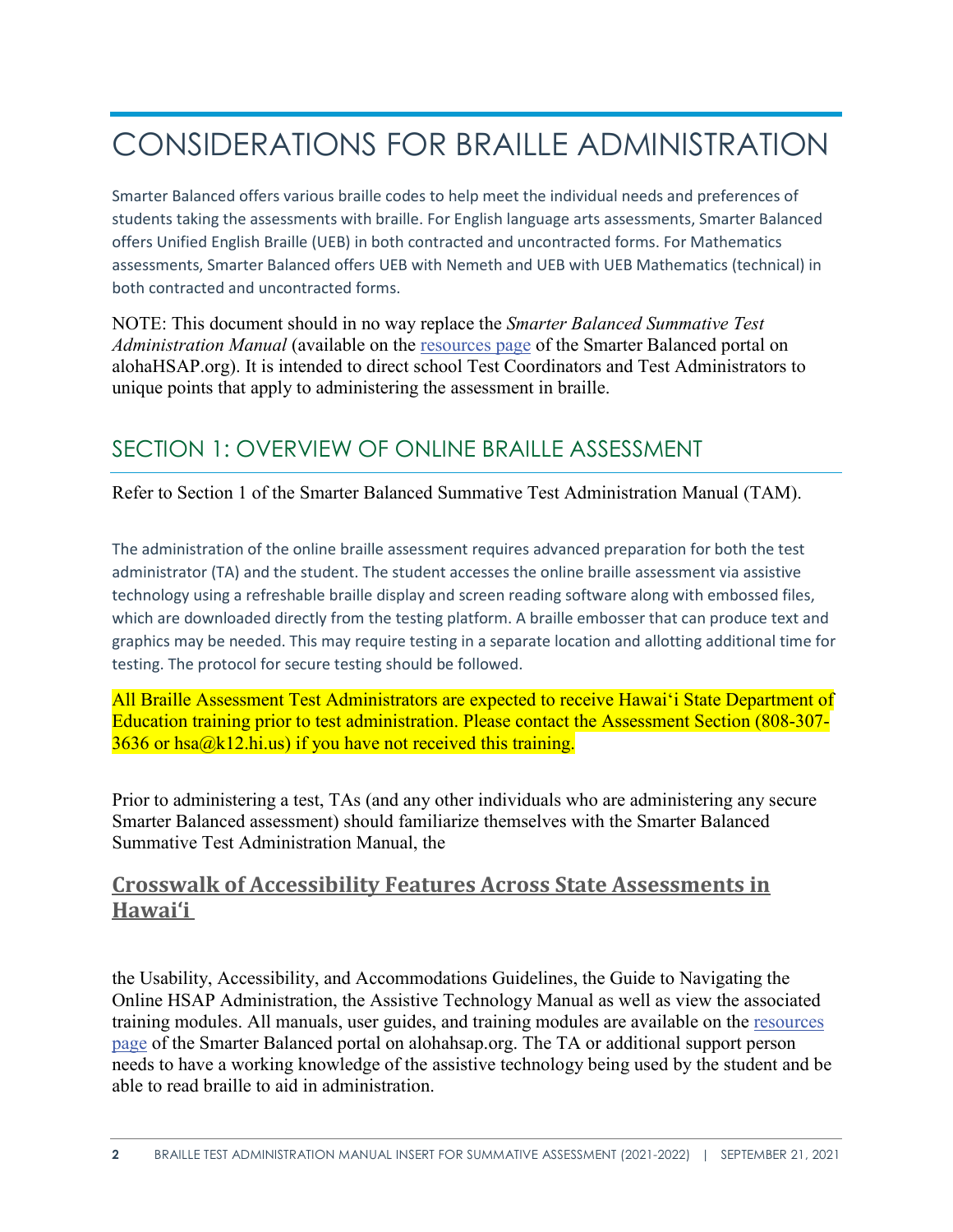# CONSIDERATIONS FOR BRAILLE ADMINISTRATION

Smarter Balanced offers various braille codes to help meet the individual needs and preferences of students taking the assessments with braille. For English language arts assessments, Smarter Balanced offers Unified English Braille (UEB) in both contracted and uncontracted forms. For Mathematics assessments, Smarter Balanced offers UEB with Nemeth and UEB with UEB Mathematics (technical) in both contracted and uncontracted forms.

NOTE: This document should in no way replace the *Smarter Balanced Summative Test Administration Manual* (available on the resources page of the Smarter Balanced portal on alohaHSAP.org). It is intended to direct school Test Coordinators and Test Administrators to unique points that apply to administering the assessment in braille.

## SECTION 1: OVERVIEW OF ONLINE BRAILLE ASSESSMENT

Refer to Section 1 of the Smarter Balanced Summative Test Administration Manual (TAM).

The administration of the online braille assessment requires advanced preparation for both the test administrator (TA) and the student. The student accesses the online braille assessment via assistive technology using a refreshable braille display and screen reading software along with embossed files, which are downloaded directly from the testing platform. A braille embosser that can produce text and graphics may be needed. This may require testing in a separate location and allotting additional time for testing. The protocol for secure testing should be followed.

All Braille Assessment Test Administrators are expected to receive Hawaiʻi State Department of Education training prior to test administration. Please contact the Assessment Section (808-307-3636 or hsa@k12.hi.us) if you have not received this training.

Prior to administering a test, TAs (and any other individuals who are administering any secure Smarter Balanced assessment) should familiarize themselves with the Smarter Balanced Summative Test Administration Manual, the

### Crosswalk of Accessibility Features Across State Assessments in Hawaiʻi

the Usability, Accessibility, and Accommodations Guidelines, the Guide to Navigating the Online HSAP Administration, the Assistive Technology Manual as well as view the associated training modules. All manuals, user guides, and training modules are available on the resources page of the Smarter Balanced portal on alohahsap.org. The TA or additional support person needs to have a working knowledge of the assistive technology being used by the student and be able to read braille to aid in administration.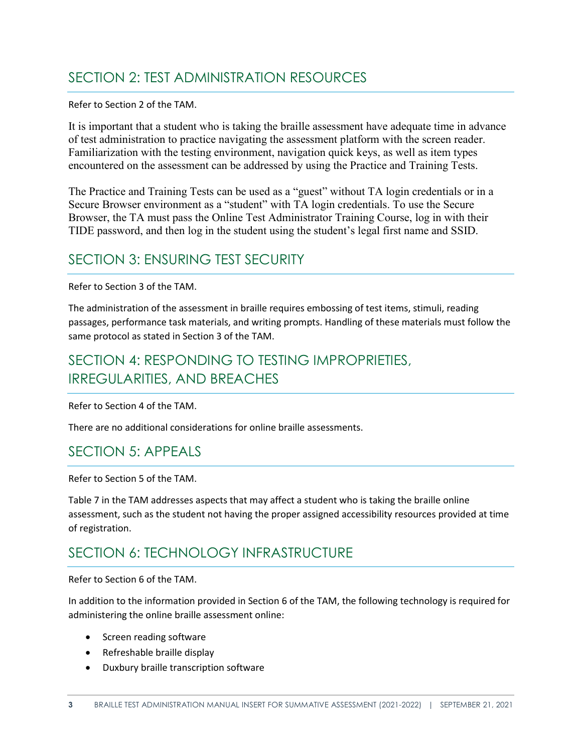## SECTION 2: TEST ADMINISTRATION RESOURCES

Refer to Section 2 of the TAM.

It is important that a student who is taking the braille assessment have adequate time in advance of test administration to practice navigating the assessment platform with the screen reader. Familiarization with the testing environment, navigation quick keys, as well as item types encountered on the assessment can be addressed by using the Practice and Training Tests.

The Practice and Training Tests can be used as a "guest" without TA login credentials or in a Secure Browser environment as a "student" with TA login credentials. To use the Secure Browser, the TA must pass the Online Test Administrator Training Course, log in with their TIDE password, and then log in the student using the student's legal first name and SSID.

## SECTION 3: ENSURING TEST SECURITY

Refer to Section 3 of the TAM.

The administration of the assessment in braille requires embossing of test items, stimuli, reading passages, performance task materials, and writing prompts. Handling of these materials must follow the same protocol as stated in Section 3 of the TAM.

## SECTION 4: RESPONDING TO TESTING IMPROPRIETIES, IRREGULARITIES, AND BREACHES

Refer to Section 4 of the TAM.

There are no additional considerations for online braille assessments.

## SECTION 5: APPEALS

Refer to Section 5 of the TAM.

Table 7 in the TAM addresses aspects that may affect a student who is taking the braille online assessment, such as the student not having the proper assigned accessibility resources provided at time of registration.

## SECTION 6: TECHNOLOGY INFRASTRUCTURE

Refer to Section 6 of the TAM.

In addition to the information provided in Section 6 of the TAM, the following technology is required for administering the online braille assessment online:

- Screen reading software
- Refreshable braille display
- Duxbury braille transcription software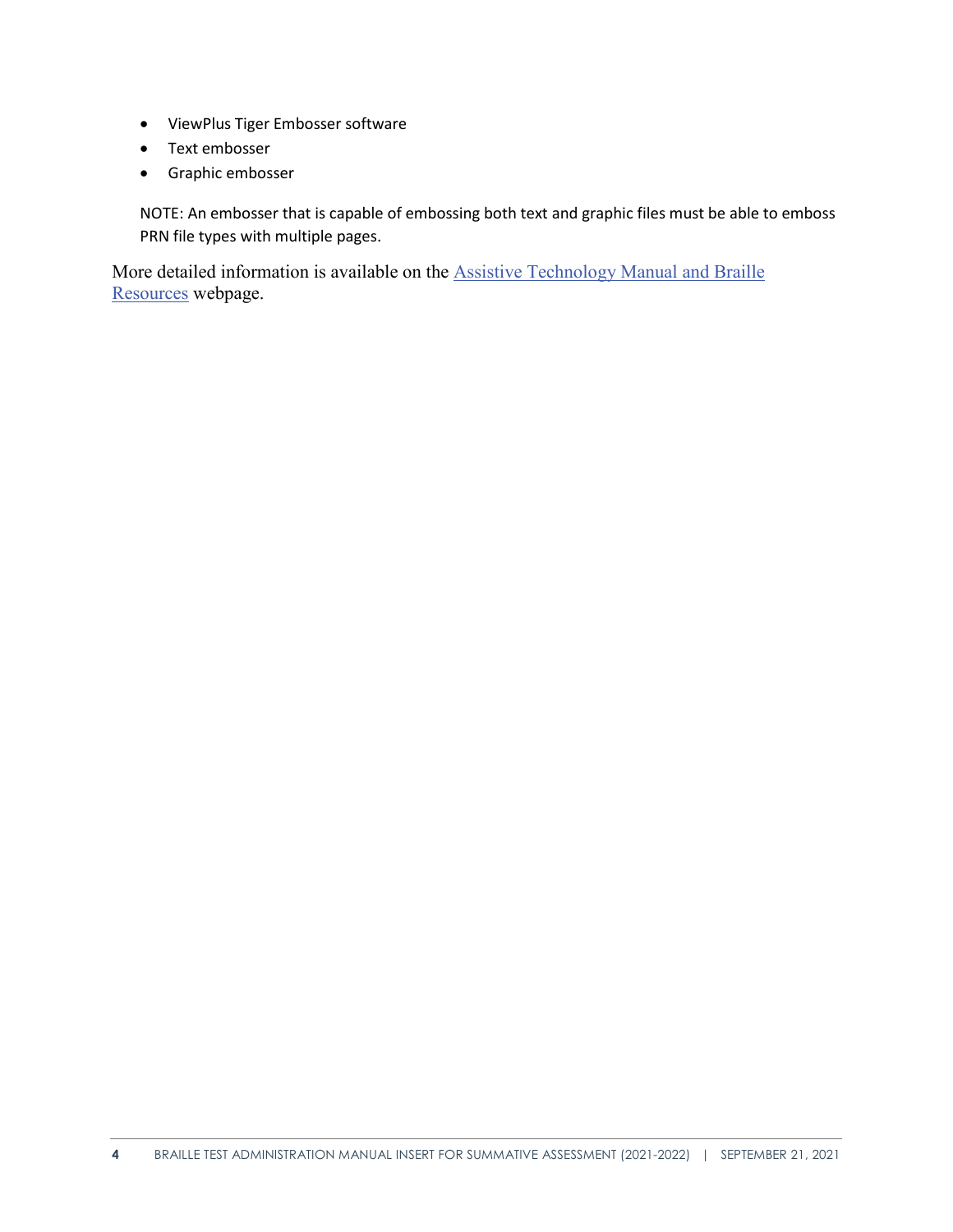- ViewPlus Tiger Embosser software
- Text embosser
- Graphic embosser

NOTE: An embosser that is capable of embossing both text and graphic files must be able to emboss PRN file types with multiple pages.

More detailed information is available on the Assistive Technology Manual and Braille Resources webpage.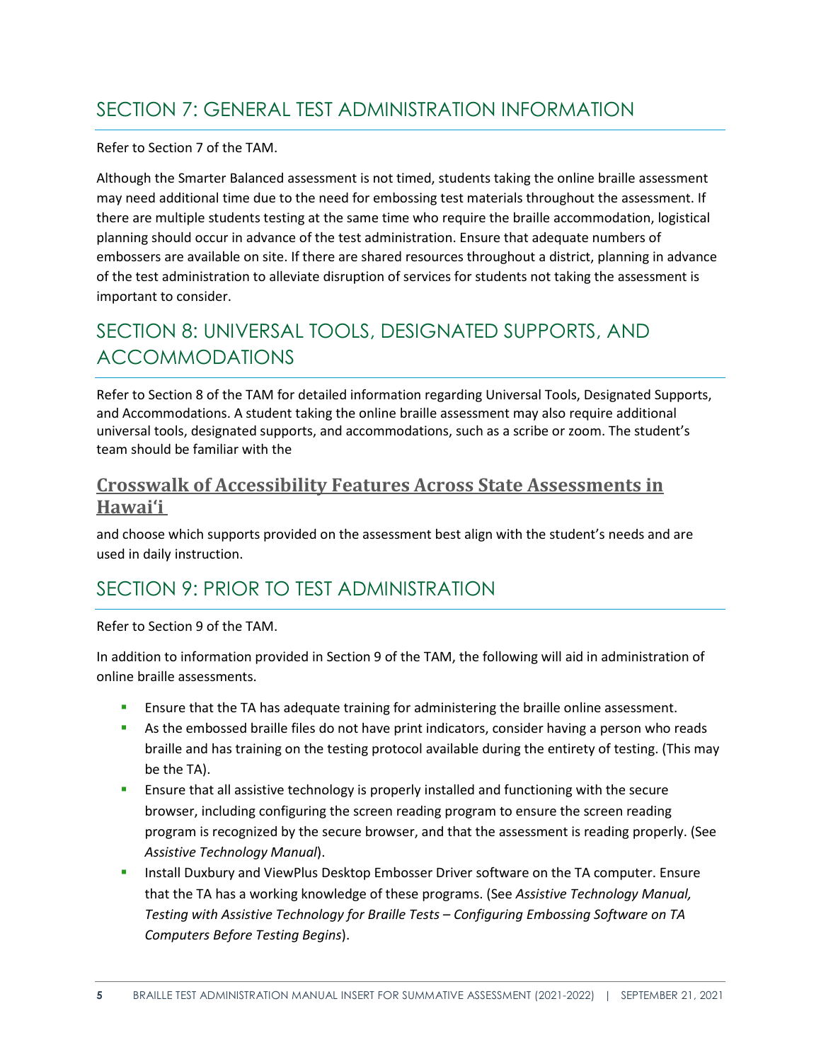## SECTION 7: GENERAL TEST ADMINISTRATION INFORMATION

Refer to Section 7 of the TAM.

Although the Smarter Balanced assessment is not timed, students taking the online braille assessment may need additional time due to the need for embossing test materials throughout the assessment. If there are multiple students testing at the same time who require the braille accommodation, logistical planning should occur in advance of the test administration. Ensure that adequate numbers of embossers are available on site. If there are shared resources throughout a district, planning in advance of the test administration to alleviate disruption of services for students not taking the assessment is important to consider.

## SECTION 8: UNIVERSAL TOOLS, DESIGNATED SUPPORTS, AND ACCOMMODATIONS

Refer to Section 8 of the TAM for detailed information regarding Universal Tools, Designated Supports, and Accommodations. A student taking the online braille assessment may also require additional universal tools, designated supports, and accommodations, such as a scribe or zoom. The student's team should be familiar with the

### Crosswalk of Accessibility Features Across State Assessments in Hawaiʻi

and choose which supports provided on the assessment best align with the student's needs and are used in daily instruction.

## SECTION 9: PRIOR TO TEST ADMINISTRATION

Refer to Section 9 of the TAM.

In addition to information provided in Section 9 of the TAM, the following will aid in administration of online braille assessments.

- Ensure that the TA has adequate training for administering the braille online assessment.
- As the embossed braille files do not have print indicators, consider having a person who reads braille and has training on the testing protocol available during the entirety of testing. (This may be the TA).
- Ensure that all assistive technology is properly installed and functioning with the secure browser, including configuring the screen reading program to ensure the screen reading program is recognized by the secure browser, and that the assessment is reading properly. (See *Assistive Technology Manual*).
- Install Duxbury and ViewPlus Desktop Embosser Driver software on the TA computer. Ensure that the TA has a working knowledge of these programs. (See *Assistive Technology Manual, Testing with Assistive Technology for Braille Tests – Configuring Embossing Software on TA Computers Before Testing Begins*).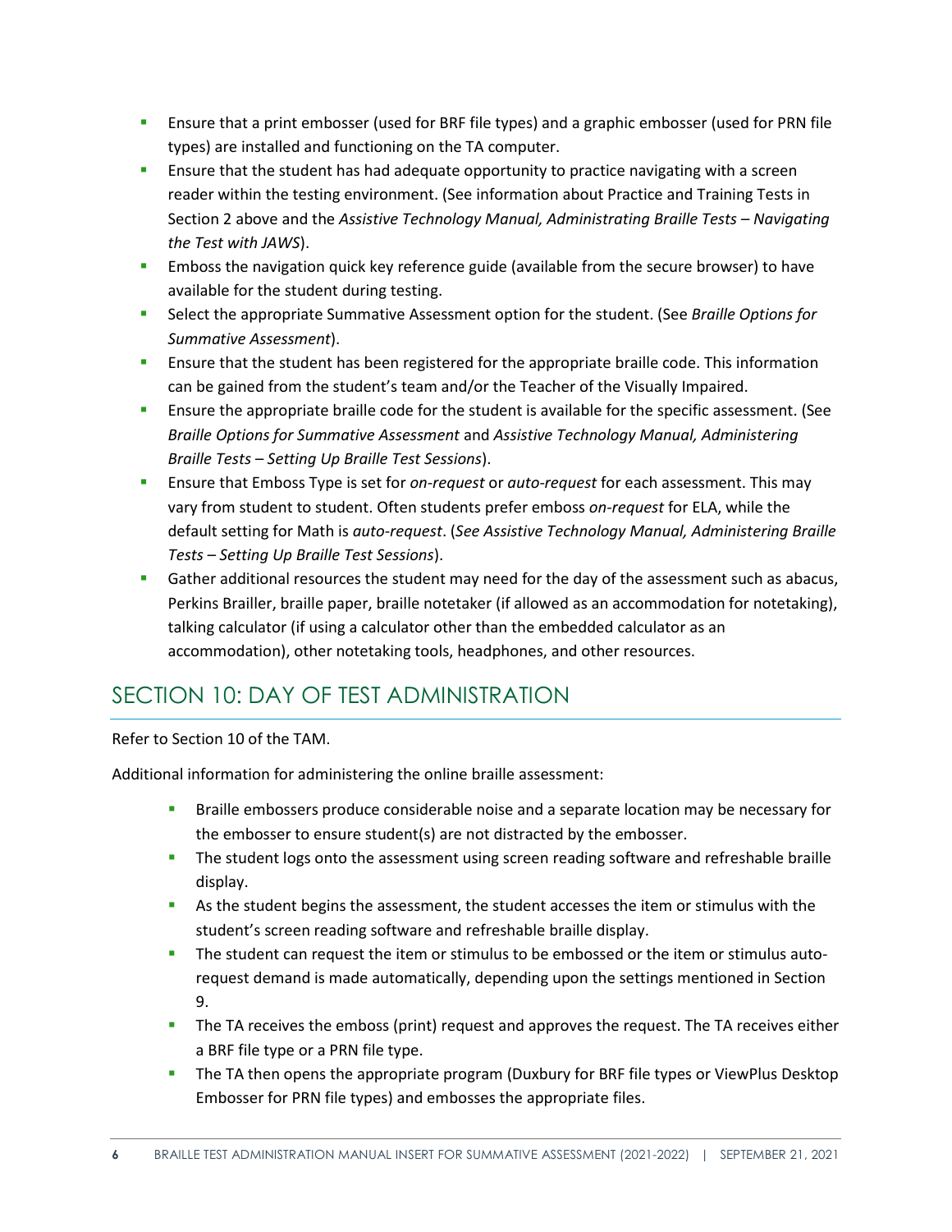- Ensure that a print embosser (used for BRF file types) and a graphic embosser (used for PRN file types) are installed and functioning on the TA computer.
- Ensure that the student has had adequate opportunity to practice navigating with a screen reader within the testing environment. (See information about Practice and Training Tests in Section 2 above and the *Assistive Technology Manual, Administrating Braille Tests – Navigating the Test with JAWS*).
- Emboss the navigation quick key reference guide (available from the secure browser) to have available for the student during testing.
- Select the appropriate Summative Assessment option for the student. (See *Braille Options for Summative Assessment*).
- Ensure that the student has been registered for the appropriate braille code. This information can be gained from the student's team and/or the Teacher of the Visually Impaired.
- Ensure the appropriate braille code for the student is available for the specific assessment. (See *Braille Options for Summative Assessment* and *Assistive Technology Manual, Administering Braille Tests – Setting Up Braille Test Sessions*).
- Ensure that Emboss Type is set for *on-request* or *auto-request* for each assessment. This may vary from student to student. Often students prefer emboss *on-request* for ELA, while the default setting for Math is *auto-request*. (*See Assistive Technology Manual, Administering Braille Tests – Setting Up Braille Test Sessions*).
- Gather additional resources the student may need for the day of the assessment such as abacus, Perkins Brailler, braille paper, braille notetaker (if allowed as an accommodation for notetaking), talking calculator (if using a calculator other than the embedded calculator as an accommodation), other notetaking tools, headphones, and other resources.

## SECTION 10: DAY OF TEST ADMINISTRATION

Refer to Section 10 of the TAM.

Additional information for administering the online braille assessment:

- Braille embossers produce considerable noise and a separate location may be necessary for the embosser to ensure student(s) are not distracted by the embosser.
- The student logs onto the assessment using screen reading software and refreshable braille display.
- As the student begins the assessment, the student accesses the item or stimulus with the student's screen reading software and refreshable braille display.
- The student can request the item or stimulus to be embossed or the item or stimulus auto-request demand is made automatically, depending upon the settings mentioned in Section 9.
- The TA receives the emboss (print) request and approves the request. The TA receives either a BRF file type or a PRN file type.
- The TA then opens the appropriate program (Duxbury for BRF file types or ViewPlus Desktop Embosser for PRN file types) and embosses the appropriate files.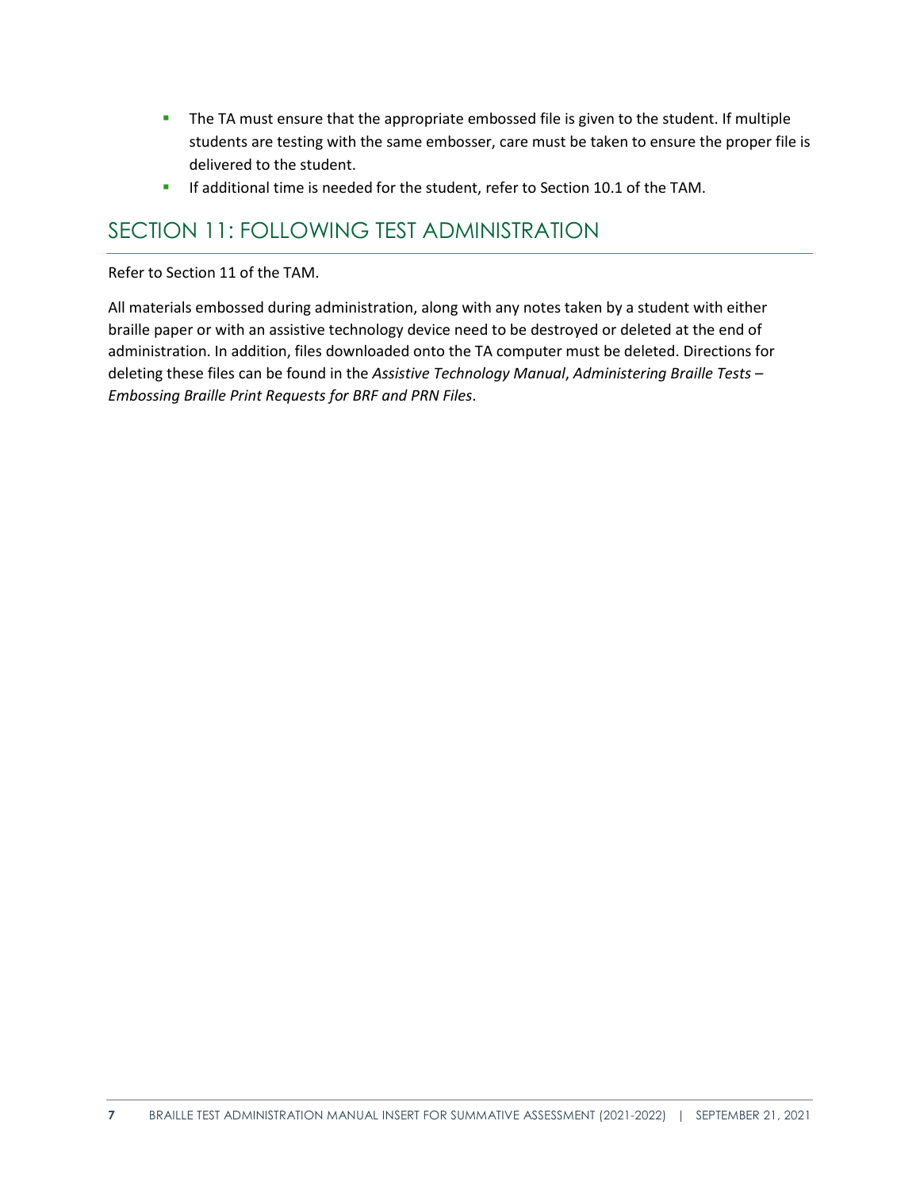- The TA must ensure that the appropriate embossed file is given to the student. If multiple students are testing with the same embosser, care must be taken to ensure the proper file is delivered to the student.
- If additional time is needed for the student, refer to Section 10.1 of the TAM.

## SECTION 11: FOLLOWING TEST ADMINISTRATION

Refer to Section 11 of the TAM.

All materials embossed during administration, along with any notes taken by a student with either braille paper or with an assistive technology device need to be destroyed or deleted at the end of administration. In addition, files downloaded onto the TA computer must be deleted. Directions for deleting these files can be found in the *Assistive Technology Manual*, *Administering Braille Tests – Embossing Braille Print Requests for BRF and PRN Files*.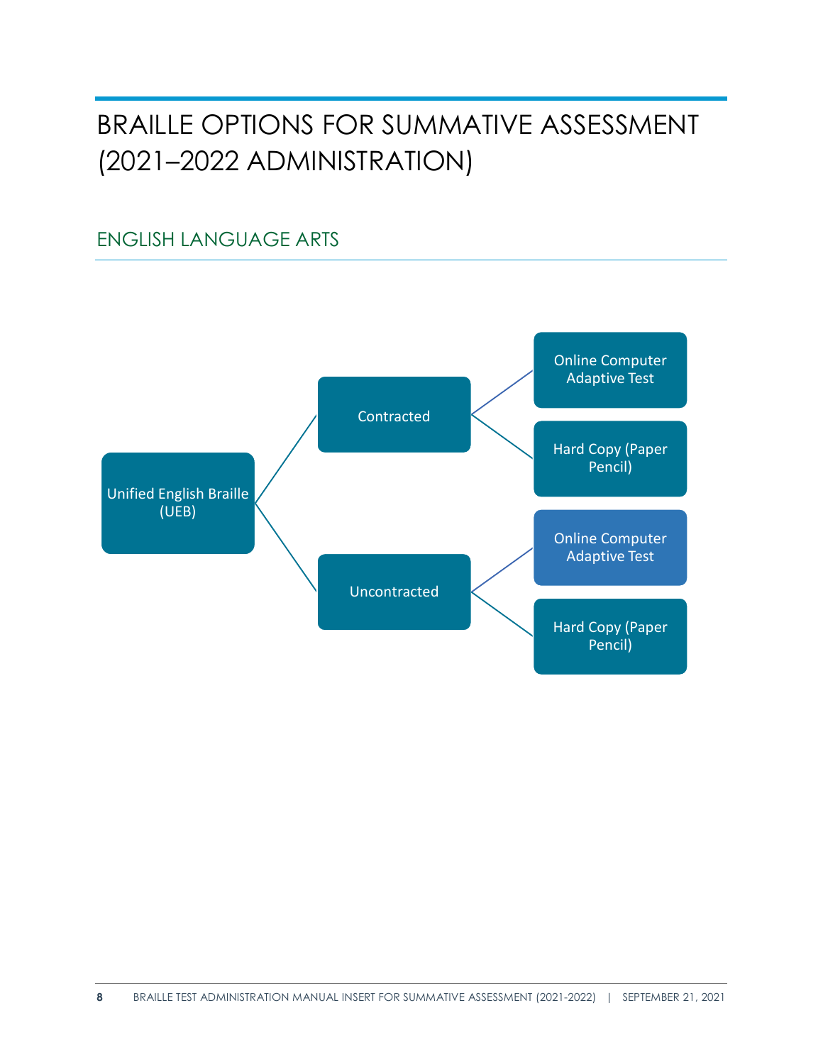# BRAILLE OPTIONS FOR SUMMATIVE ASSESSMENT (2021–2022 ADMINISTRATION)

## ENGLISH LANGUAGE ARTS

- Unified English Braille (UEB)
  - Contracted
    - Online Computer Adaptive Test
    - Hard Copy (Paper Pencil)
  - Uncontracted
    - Online Computer Adaptive Test
    - Hard Copy (Paper Pencil)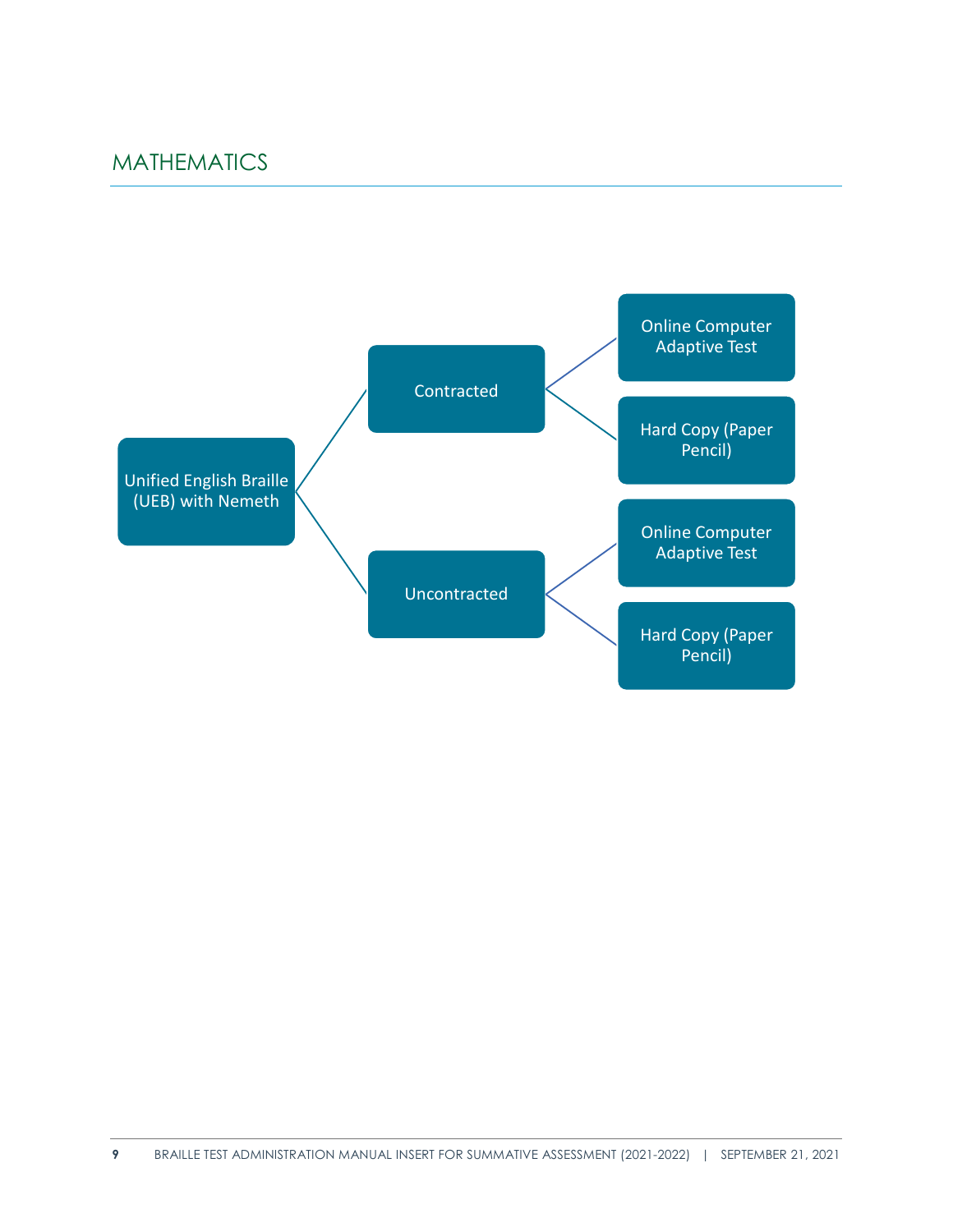## MATHEMATICS

- Unified English Braille (UEB) with Nemeth
  - Contracted
    - Online Computer Adaptive Test
    - Hard Copy (Paper Pencil)
  - Uncontracted
    - Online Computer Adaptive Test
    - Hard Copy (Paper Pencil)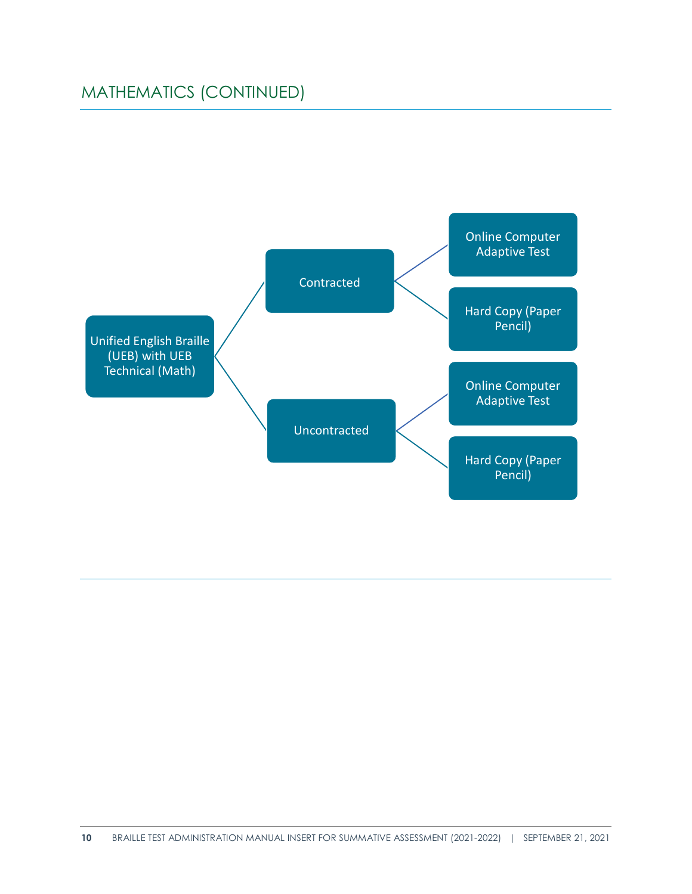## MATHEMATICS (CONTINUED)

Unified English Braille (UEB) with UEB Technical (Math)

Contracted

Online Computer Adaptive Test

Hard Copy (Paper Pencil)

Uncontracted

Online Computer Adaptive Test

Hard Copy (Paper Pencil)